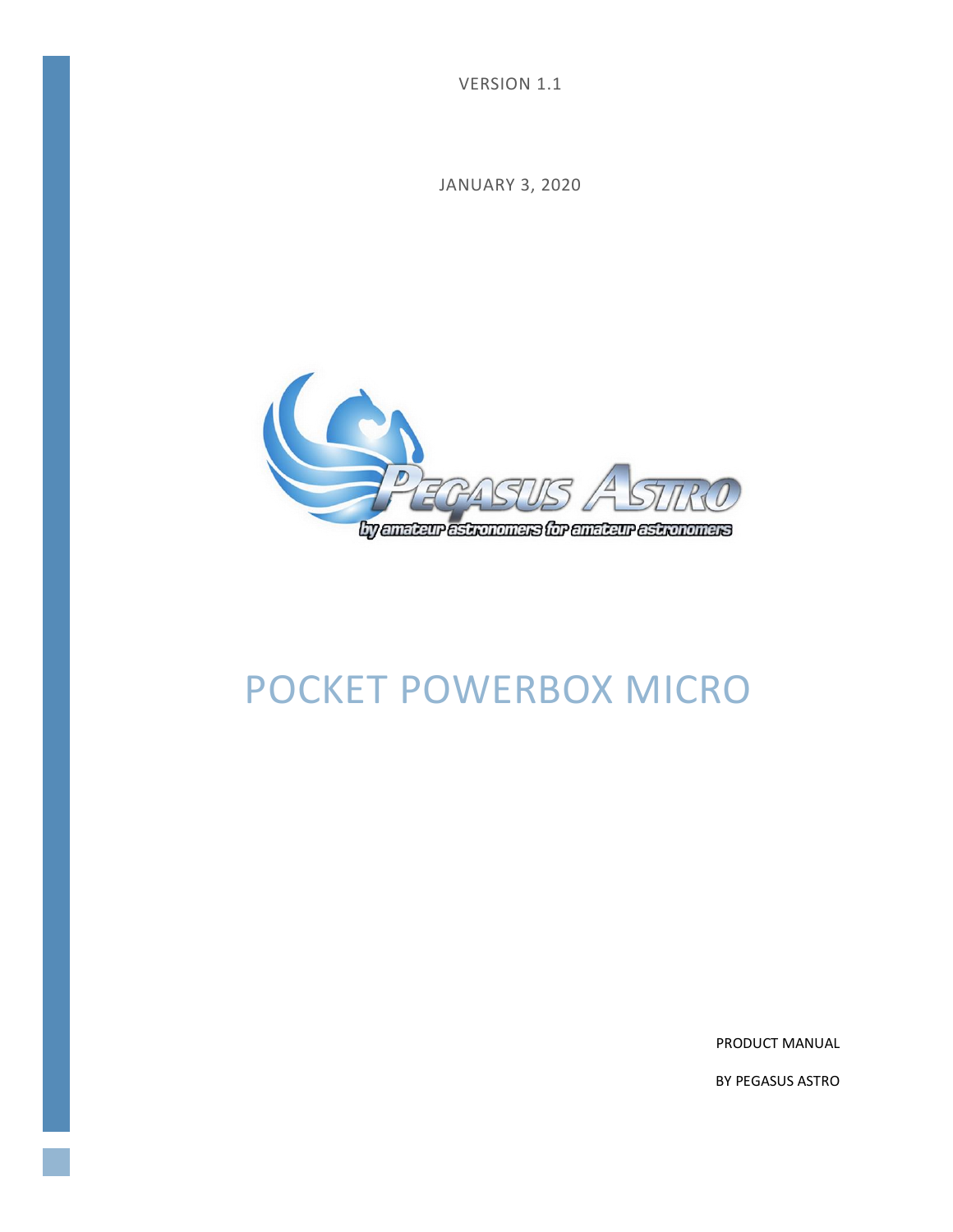VERSION 1.1

JANUARY 3, 2020

# POCKET POWERBOX MICRO

PRODUCT MANUAL

BY PEGASUS ASTRO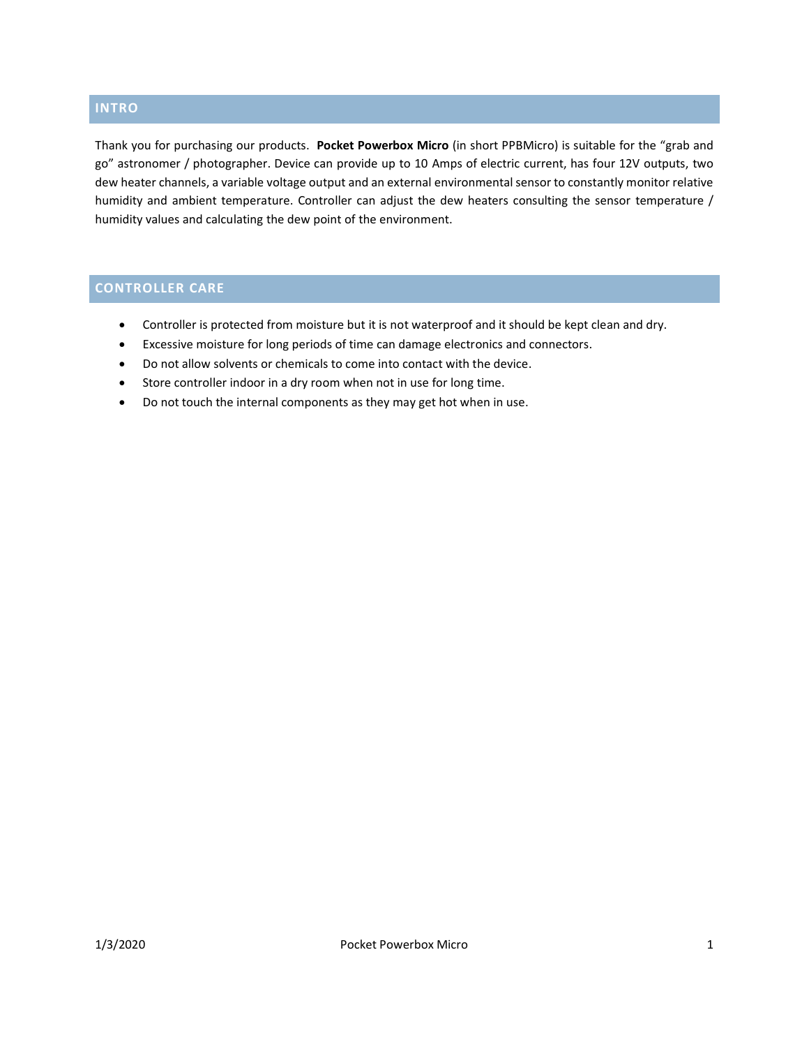## INTRO

Thank you for purchasing our products. **Pocket Powerbox Micro** (in short PPBMicro) is suitable for the "grab and go" astronomer / photographer. Device can provide up to 10 Amps of electric current, has four 12V outputs, two dew heater channels, a variable voltage output and an external environmental sensor to constantly monitor relative humidity and ambient temperature. Controller can adjust the dew heaters consulting the sensor temperature / humidity values and calculating the dew point of the environment.

## CONTROLLER CARE

- Controller is protected from moisture but it is not waterproof and it should be kept clean and dry.
- Excessive moisture for long periods of time can damage electronics and connectors.
- Do not allow solvents or chemicals to come into contact with the device.
- Store controller indoor in a dry room when not in use for long time.
- Do not touch the internal components as they may get hot when in use.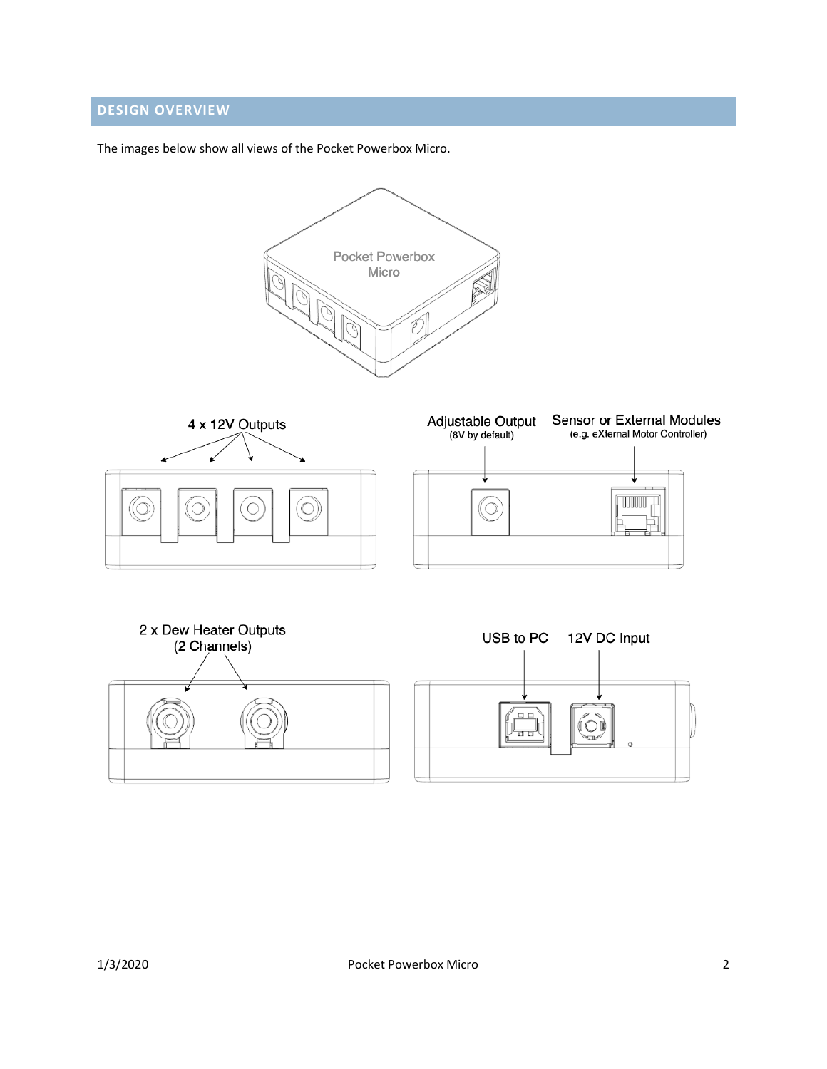## DESIGN OVERVIEW

The images below show all views of the Pocket Powerbox Micro.

Pocket Powerbox Micro

4 x 12V Outputs

Adjustable Output (8V by default)

Sensor or External Modules (e.g. eXternal Motor Controller)

2 x Dew Heater Outputs (2 Channels)

USB to PC

12V DC Input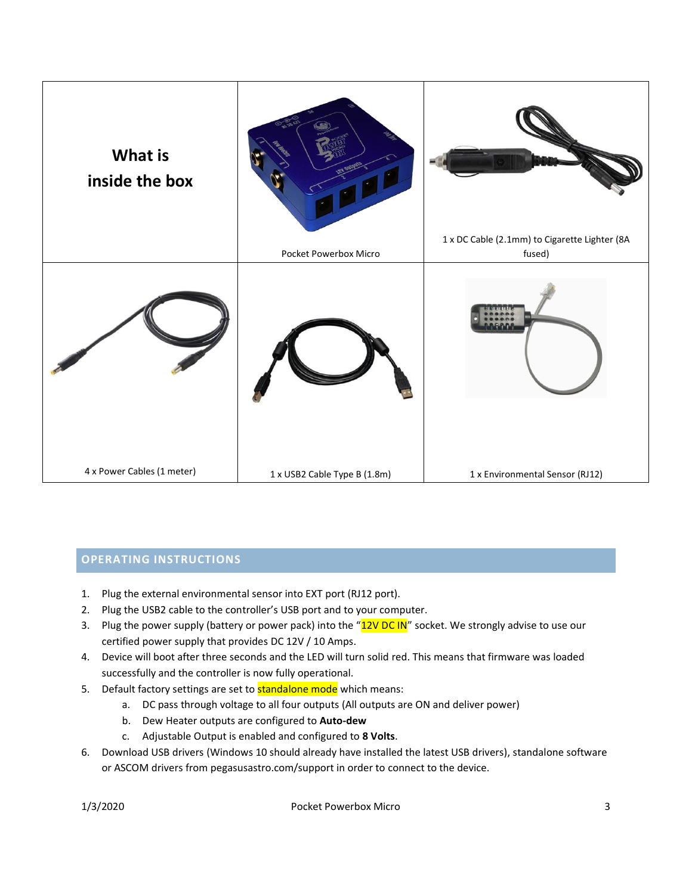| **What is inside the box** | Pocket Powerbox Micro | 1 x DC Cable (2.1mm) to Cigarette Lighter (8A fused) |
|---|---|---|
| 4 x Power Cables (1 meter) | 1 x USB2 Cable Type B (1.8m) | 1 x Environmental Sensor (RJ12) |

## OPERATING INSTRUCTIONS

1. Plug the external environmental sensor into EXT port (RJ12 port).
2. Plug the USB2 cable to the controller's USB port and to your computer.
3. Plug the power supply (battery or power pack) into the "12V DC IN" socket. We strongly advise to use our certified power supply that provides DC 12V / 10 Amps.
4. Device will boot after three seconds and the LED will turn solid red. This means that firmware was loaded successfully and the controller is now fully operational.
5. Default factory settings are set to standalone mode which means:
   a. DC pass through voltage to all four outputs (All outputs are ON and deliver power)
   b. Dew Heater outputs are configured to **Auto-dew**
   c. Adjustable Output is enabled and configured to **8 Volts**.
6. Download USB drivers (Windows 10 should already have installed the latest USB drivers), standalone software or ASCOM drivers from pegasusastro.com/support in order to connect to the device.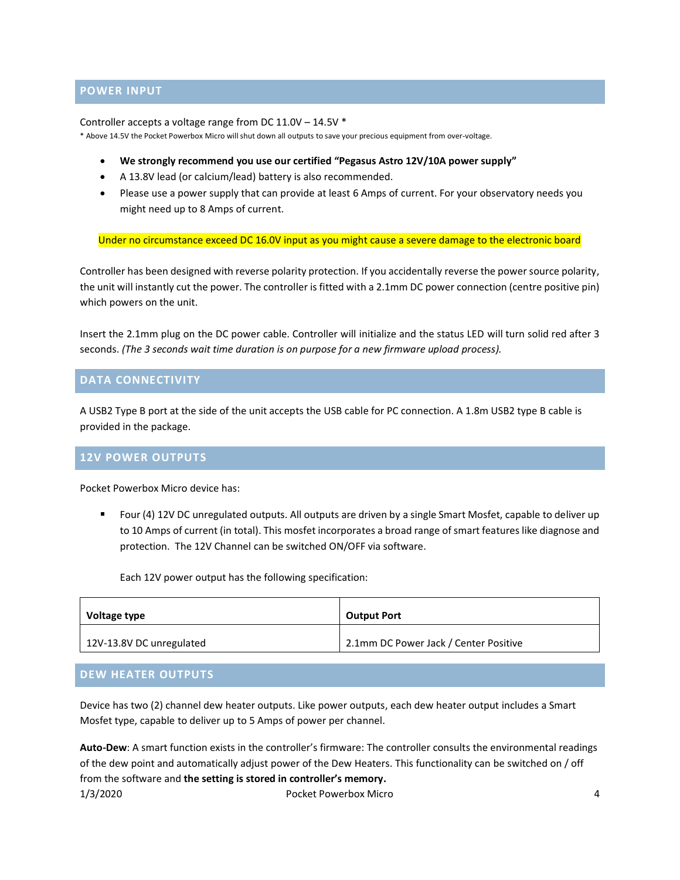## POWER INPUT

Controller accepts a voltage range from DC 11.0V – 14.5V *

* Above 14.5V the Pocket Powerbox Micro will shut down all outputs to save your precious equipment from over-voltage.

- **We strongly recommend you use our certified "Pegasus Astro 12V/10A power supply"**
- A 13.8V lead (or calcium/lead) battery is also recommended.
- Please use a power supply that can provide at least 6 Amps of current. For your observatory needs you might need up to 8 Amps of current.

Under no circumstance exceed DC 16.0V input as you might cause a severe damage to the electronic board

Controller has been designed with reverse polarity protection. If you accidentally reverse the power source polarity, the unit will instantly cut the power. The controller is fitted with a 2.1mm DC power connection (centre positive pin) which powers on the unit.

Insert the 2.1mm plug on the DC power cable. Controller will initialize and the status LED will turn solid red after 3 seconds. *(The 3 seconds wait time duration is on purpose for a new firmware upload process).*

## DATA CONNECTIVITY

A USB2 Type B port at the side of the unit accepts the USB cable for PC connection. A 1.8m USB2 type B cable is provided in the package.

## 12V POWER OUTPUTS

Pocket Powerbox Micro device has:

- Four (4) 12V DC unregulated outputs. All outputs are driven by a single Smart Mosfet, capable to deliver up to 10 Amps of current (in total). This mosfet incorporates a broad range of smart features like diagnose and protection. The 12V Channel can be switched ON/OFF via software.

  Each 12V power output has the following specification:

| Voltage type | Output Port |
|---|---|
| 12V-13.8V DC unregulated | 2.1mm DC Power Jack / Center Positive |

## DEW HEATER OUTPUTS

Device has two (2) channel dew heater outputs. Like power outputs, each dew heater output includes a Smart Mosfet type, capable to deliver up to 5 Amps of power per channel.

**Auto-Dew**: A smart function exists in the controller's firmware: The controller consults the environmental readings of the dew point and automatically adjust power of the Dew Heaters. This functionality can be switched on / off from the software and **the setting is stored in controller's memory.**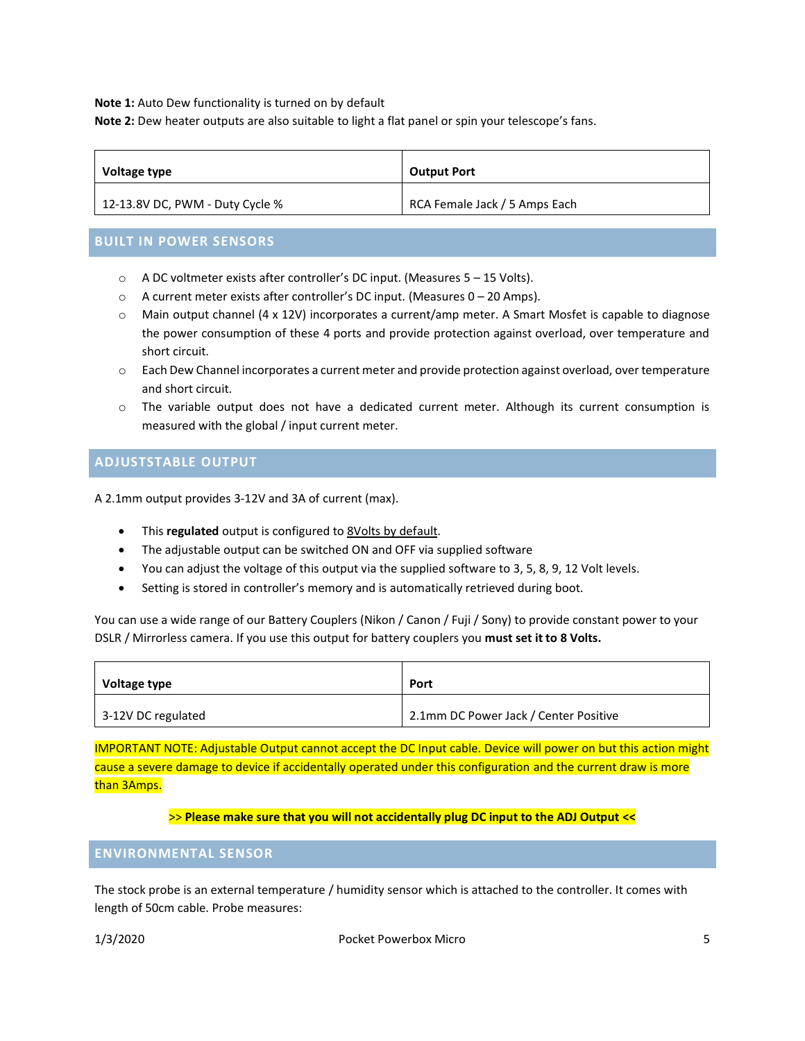**Note 1:** Auto Dew functionality is turned on by default

**Note 2:** Dew heater outputs are also suitable to light a flat panel or spin your telescope's fans.

| Voltage type | Output Port |
| --- | --- |
| 12-13.8V DC, PWM - Duty Cycle % | RCA Female Jack / 5 Amps Each |

## BUILT IN POWER SENSORS

- A DC voltmeter exists after controller's DC input. (Measures 5 – 15 Volts).
- A current meter exists after controller's DC input. (Measures 0 – 20 Amps).
- Main output channel (4 x 12V) incorporates a current/amp meter. A Smart Mosfet is capable to diagnose the power consumption of these 4 ports and provide protection against overload, over temperature and short circuit.
- Each Dew Channel incorporates a current meter and provide protection against overload, over temperature and short circuit.
- The variable output does not have a dedicated current meter. Although its current consumption is measured with the global / input current meter.

## ADJUSTSTABLE OUTPUT

A 2.1mm output provides 3-12V and 3A of current (max).

- This **regulated** output is configured to 8Volts by default.
- The adjustable output can be switched ON and OFF via supplied software
- You can adjust the voltage of this output via the supplied software to 3, 5, 8, 9, 12 Volt levels.
- Setting is stored in controller's memory and is automatically retrieved during boot.

You can use a wide range of our Battery Couplers (Nikon / Canon / Fuji / Sony) to provide constant power to your DSLR / Mirrorless camera. If you use this output for battery couplers you **must set it to 8 Volts.**

| Voltage type | Port |
| --- | --- |
| 3-12V DC regulated | 2.1mm DC Power Jack / Center Positive |

IMPORTANT NOTE: Adjustable Output cannot accept the DC Input cable. Device will power on but this action might cause a severe damage to device if accidentally operated under this configuration and the current draw is more than 3Amps.

**>> Please make sure that you will not accidentally plug DC input to the ADJ Output <<**

## ENVIRONMENTAL SENSOR

The stock probe is an external temperature / humidity sensor which is attached to the controller. It comes with length of 50cm cable. Probe measures: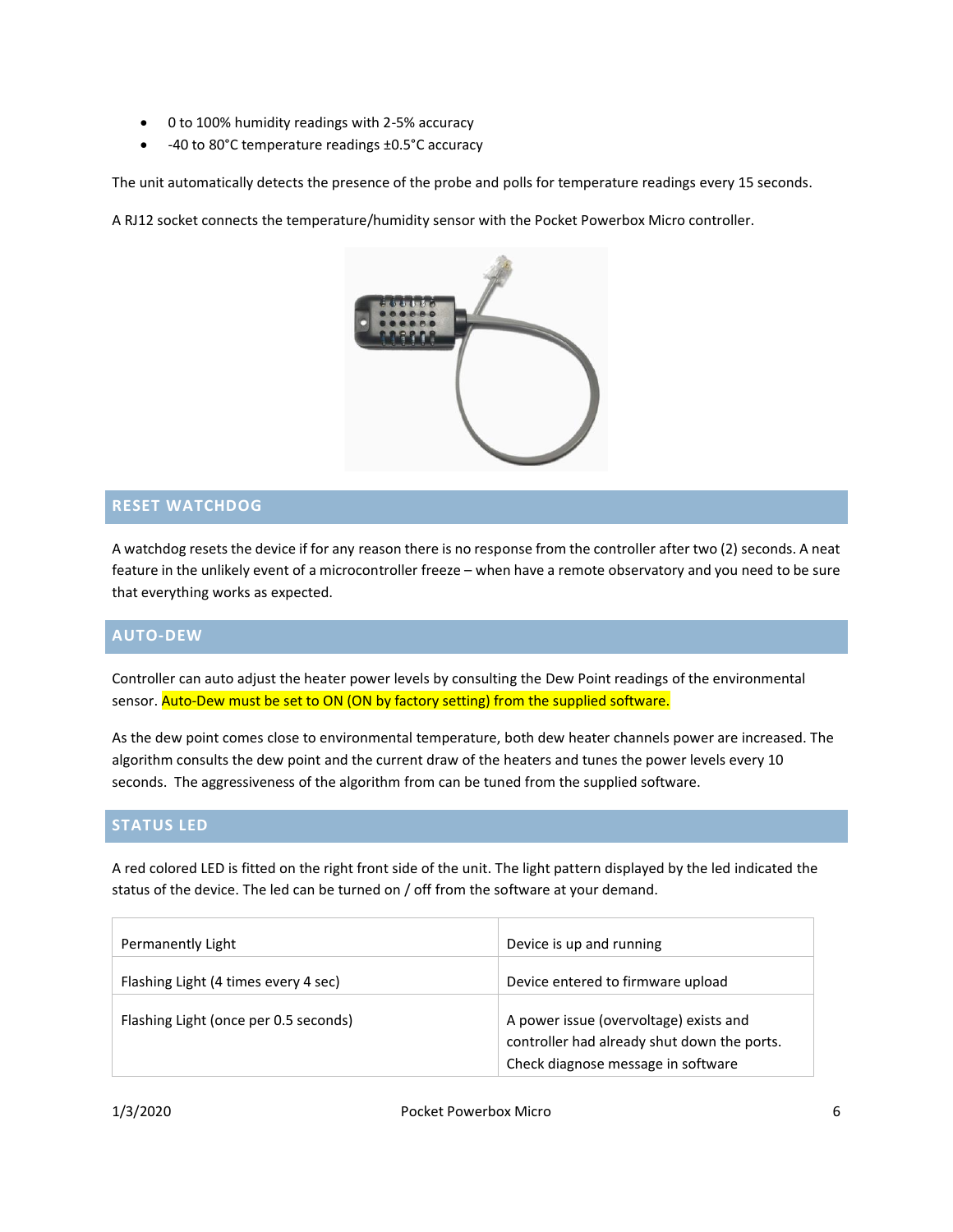- 0 to 100% humidity readings with 2-5% accuracy
- -40 to 80°C temperature readings ±0.5°C accuracy

The unit automatically detects the presence of the probe and polls for temperature readings every 15 seconds.

A RJ12 socket connects the temperature/humidity sensor with the Pocket Powerbox Micro controller.

## RESET WATCHDOG

A watchdog resets the device if for any reason there is no response from the controller after two (2) seconds. A neat feature in the unlikely event of a microcontroller freeze – when have a remote observatory and you need to be sure that everything works as expected.

## AUTO-DEW

Controller can auto adjust the heater power levels by consulting the Dew Point readings of the environmental sensor. Auto-Dew must be set to ON (ON by factory setting) from the supplied software.

As the dew point comes close to environmental temperature, both dew heater channels power are increased. The algorithm consults the dew point and the current draw of the heaters and tunes the power levels every 10 seconds. The aggressiveness of the algorithm from can be tuned from the supplied software.

## STATUS LED

A red colored LED is fitted on the right front side of the unit. The light pattern displayed by the led indicated the status of the device. The led can be turned on / off from the software at your demand.

| | |
|---|---|
| Permanently Light | Device is up and running |
| Flashing Light (4 times every 4 sec) | Device entered to firmware upload |
| Flashing Light (once per 0.5 seconds) | A power issue (overvoltage) exists and controller had already shut down the ports. Check diagnose message in software |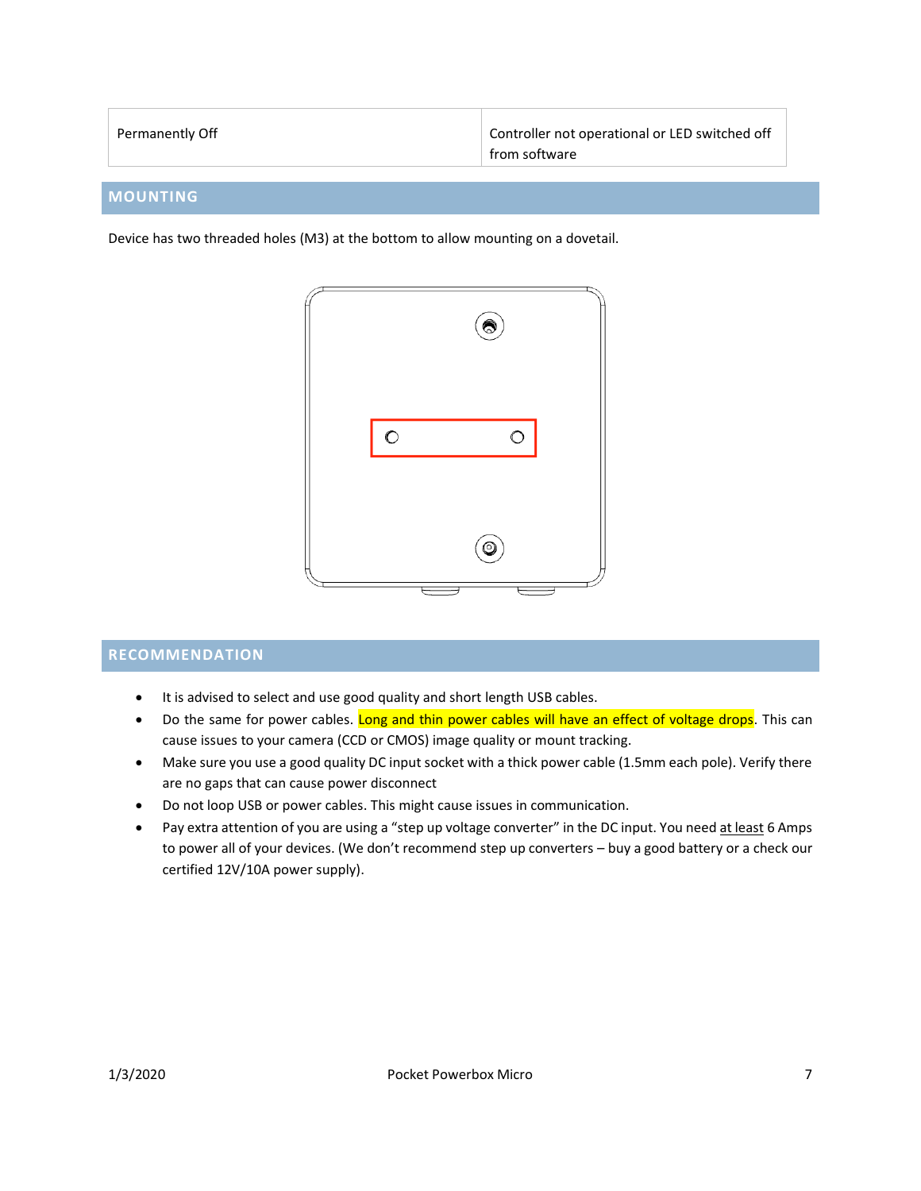| Permanently Off | Controller not operational or LED switched off from software |
|---|---|

## MOUNTING

Device has two threaded holes (M3) at the bottom to allow mounting on a dovetail.

## RECOMMENDATION

- It is advised to select and use good quality and short length USB cables.
- Do the same for power cables. Long and thin power cables will have an effect of voltage drops. This can cause issues to your camera (CCD or CMOS) image quality or mount tracking.
- Make sure you use a good quality DC input socket with a thick power cable (1.5mm each pole). Verify there are no gaps that can cause power disconnect
- Do not loop USB or power cables. This might cause issues in communication.
- Pay extra attention of you are using a "step up voltage converter" in the DC input. You need at least 6 Amps to power all of your devices. (We don't recommend step up converters – buy a good battery or a check our certified 12V/10A power supply).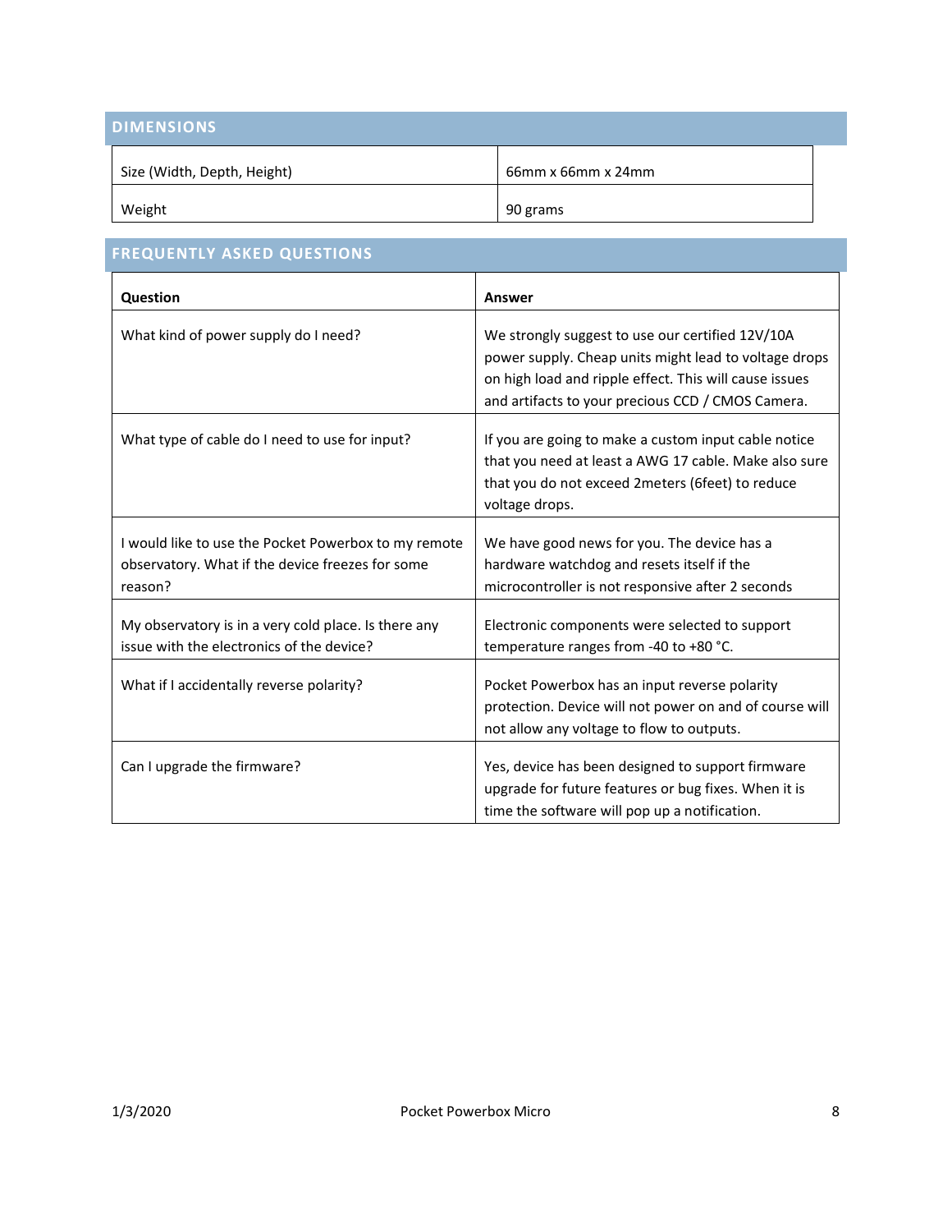## DIMENSIONS

| | |
|---|---|
| Size (Width, Depth, Height) | 66mm x 66mm x 24mm |
| Weight | 90 grams |

## FREQUENTLY ASKED QUESTIONS

| Question | Answer |
|---|---|
| What kind of power supply do I need? | We strongly suggest to use our certified 12V/10A power supply. Cheap units might lead to voltage drops on high load and ripple effect. This will cause issues and artifacts to your precious CCD / CMOS Camera. |
| What type of cable do I need to use for input? | If you are going to make a custom input cable notice that you need at least a AWG 17 cable. Make also sure that you do not exceed 2meters (6feet) to reduce voltage drops. |
| I would like to use the Pocket Powerbox to my remote observatory. What if the device freezes for some reason? | We have good news for you. The device has a hardware watchdog and resets itself if the microcontroller is not responsive after 2 seconds |
| My observatory is in a very cold place. Is there any issue with the electronics of the device? | Electronic components were selected to support temperature ranges from -40 to +80 °C. |
| What if I accidentally reverse polarity? | Pocket Powerbox has an input reverse polarity protection. Device will not power on and of course will not allow any voltage to flow to outputs. |
| Can I upgrade the firmware? | Yes, device has been designed to support firmware upgrade for future features or bug fixes. When it is time the software will pop up a notification. |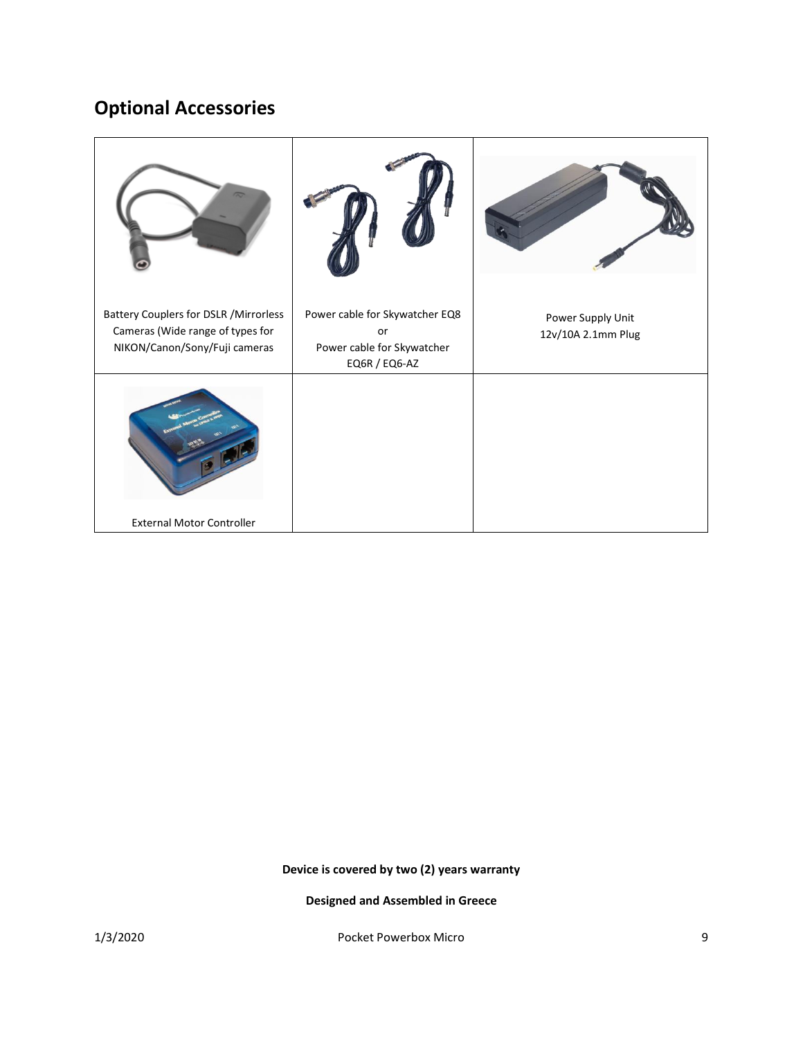## Optional Accessories

| | | |
|---|---|---|
| Battery Couplers for DSLR /Mirrorless Cameras (Wide range of types for NIKON/Canon/Sony/Fuji cameras | Power cable for Skywatcher EQ8<br>or<br>Power cable for Skywatcher EQ6R / EQ6-AZ | Power Supply Unit<br>12v/10A 2.1mm Plug |
| External Motor Controller | | |

**Device is covered by two (2) years warranty**

**Designed and Assembled in Greece**